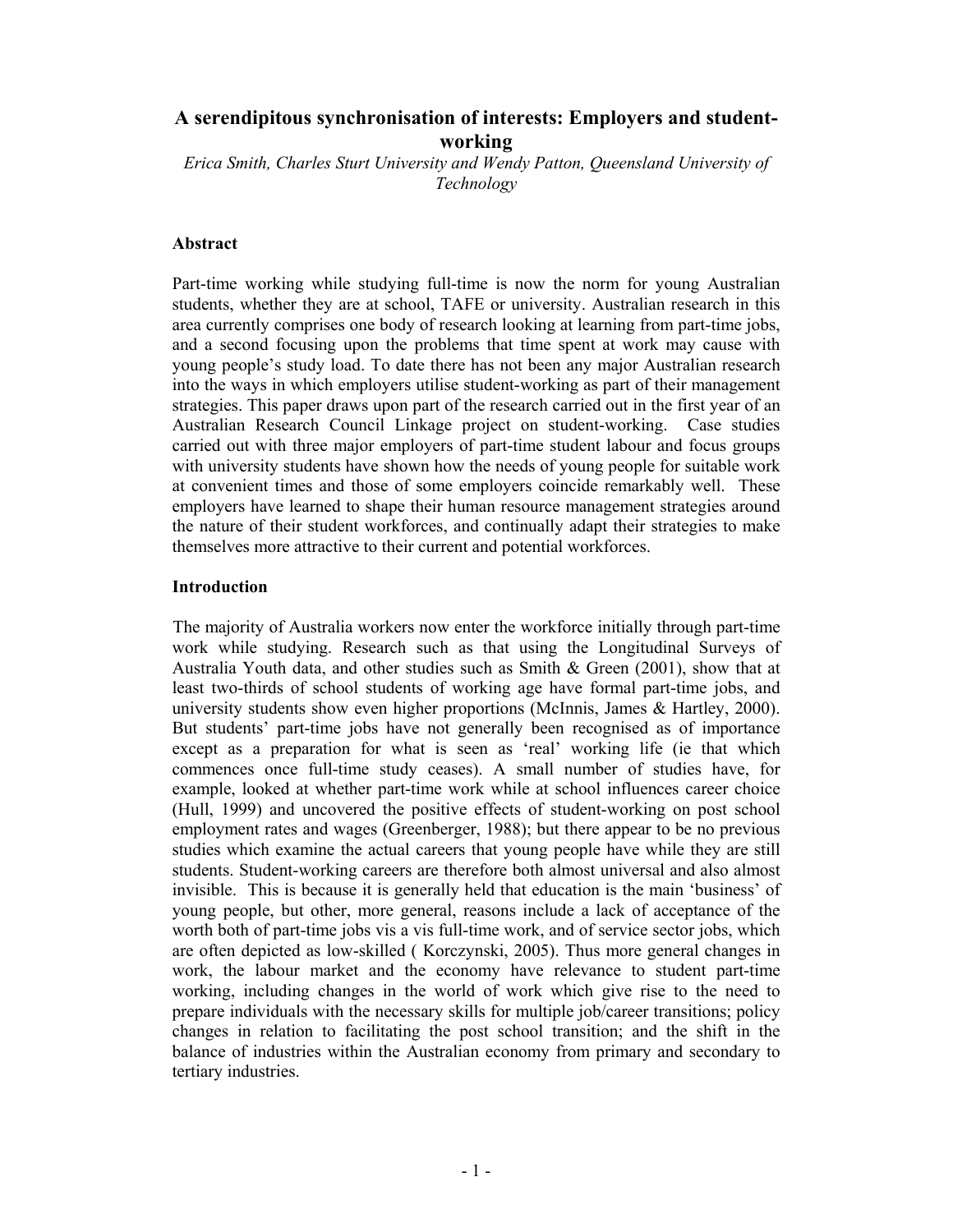# A serendipitous synchronisation of interests: Employers and student-working

*Erica Smith, Charles Sturt University and Wendy Patton, Queensland University of Technology*

## Abstract

Part-time working while studying full-time is now the norm for young Australian students, whether they are at school, TAFE or university. Australian research in this area currently comprises one body of research looking at learning from part-time jobs, and a second focusing upon the problems that time spent at work may cause with young people's study load. To date there has not been any major Australian research into the ways in which employers utilise student-working as part of their management strategies. This paper draws upon part of the research carried out in the first year of an Australian Research Council Linkage project on student-working. Case studies carried out with three major employers of part-time student labour and focus groups with university students have shown how the needs of young people for suitable work at convenient times and those of some employers coincide remarkably well. These employers have learned to shape their human resource management strategies around the nature of their student workforces, and continually adapt their strategies to make themselves more attractive to their current and potential workforces.

## Introduction

The majority of Australia workers now enter the workforce initially through part-time work while studying. Research such as that using the Longitudinal Surveys of Australia Youth data, and other studies such as Smith & Green (2001), show that at least two-thirds of school students of working age have formal part-time jobs, and university students show even higher proportions (McInnis, James & Hartley, 2000). But students' part-time jobs have not generally been recognised as of importance except as a preparation for what is seen as 'real' working life (ie that which commences once full-time study ceases). A small number of studies have, for example, looked at whether part-time work while at school influences career choice (Hull, 1999) and uncovered the positive effects of student-working on post school employment rates and wages (Greenberger, 1988); but there appear to be no previous studies which examine the actual careers that young people have while they are still students. Student-working careers are therefore both almost universal and also almost invisible. This is because it is generally held that education is the main 'business' of young people, but other, more general, reasons include a lack of acceptance of the worth both of part-time jobs vis a vis full-time work, and of service sector jobs, which are often depicted as low-skilled ( Korczynski, 2005). Thus more general changes in work, the labour market and the economy have relevance to student part-time working, including changes in the world of work which give rise to the need to prepare individuals with the necessary skills for multiple job/career transitions; policy changes in relation to facilitating the post school transition; and the shift in the balance of industries within the Australian economy from primary and secondary to tertiary industries.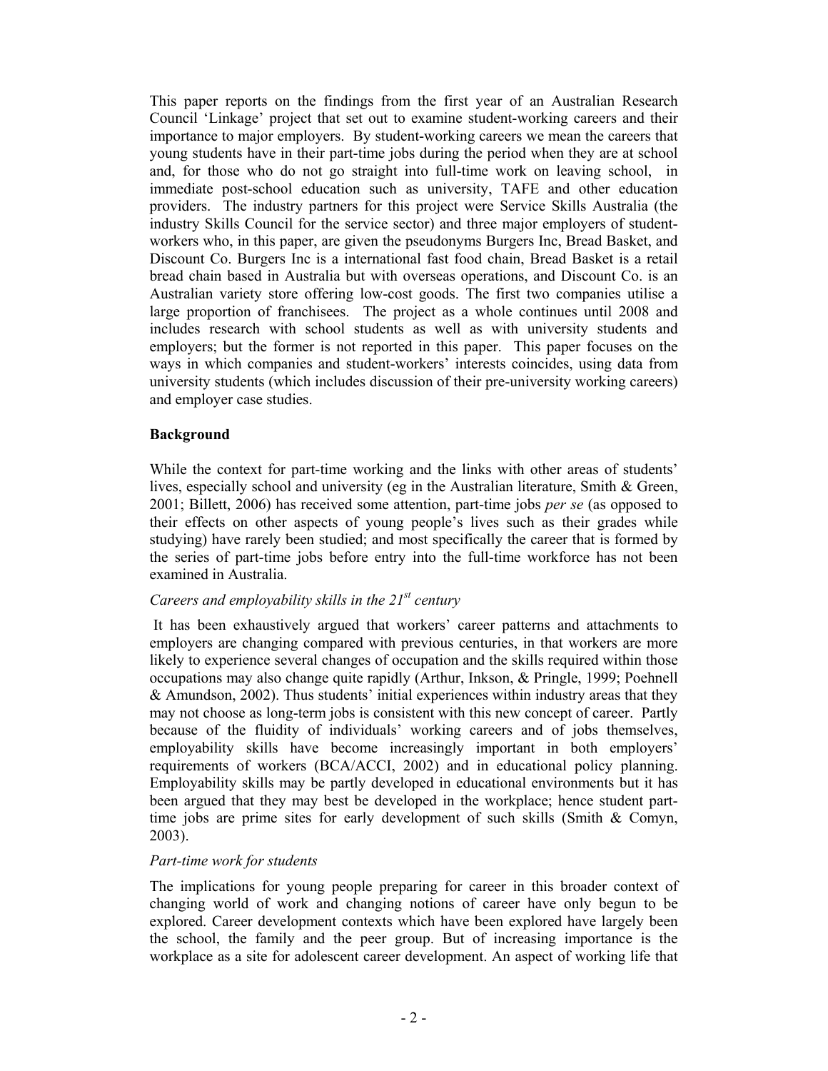This paper reports on the findings from the first year of an Australian Research Council 'Linkage' project that set out to examine student-working careers and their importance to major employers. By student-working careers we mean the careers that young students have in their part-time jobs during the period when they are at school and, for those who do not go straight into full-time work on leaving school, in immediate post-school education such as university, TAFE and other education providers. The industry partners for this project were Service Skills Australia (the industry Skills Council for the service sector) and three major employers of student-workers who, in this paper, are given the pseudonyms Burgers Inc, Bread Basket, and Discount Co. Burgers Inc is a international fast food chain, Bread Basket is a retail bread chain based in Australia but with overseas operations, and Discount Co. is an Australian variety store offering low-cost goods. The first two companies utilise a large proportion of franchisees. The project as a whole continues until 2008 and includes research with school students as well as with university students and employers; but the former is not reported in this paper. This paper focuses on the ways in which companies and student-workers' interests coincides, using data from university students (which includes discussion of their pre-university working careers) and employer case studies.

**Background**

While the context for part-time working and the links with other areas of students' lives, especially school and university (eg in the Australian literature, Smith & Green, 2001; Billett, 2006) has received some attention, part-time jobs *per se* (as opposed to their effects on other aspects of young people's lives such as their grades while studying) have rarely been studied; and most specifically the career that is formed by the series of part-time jobs before entry into the full-time workforce has not been examined in Australia.

*Careers and employability skills in the 21st century*

It has been exhaustively argued that workers' career patterns and attachments to employers are changing compared with previous centuries, in that workers are more likely to experience several changes of occupation and the skills required within those occupations may also change quite rapidly (Arthur, Inkson, & Pringle, 1999; Poehnell & Amundson, 2002). Thus students' initial experiences within industry areas that they may not choose as long-term jobs is consistent with this new concept of career. Partly because of the fluidity of individuals' working careers and of jobs themselves, employability skills have become increasingly important in both employers' requirements of workers (BCA/ACCI, 2002) and in educational policy planning. Employability skills may be partly developed in educational environments but it has been argued that they may best be developed in the workplace; hence student part-time jobs are prime sites for early development of such skills (Smith & Comyn, 2003).

*Part-time work for students*

The implications for young people preparing for career in this broader context of changing world of work and changing notions of career have only begun to be explored. Career development contexts which have been explored have largely been the school, the family and the peer group. But of increasing importance is the workplace as a site for adolescent career development. An aspect of working life that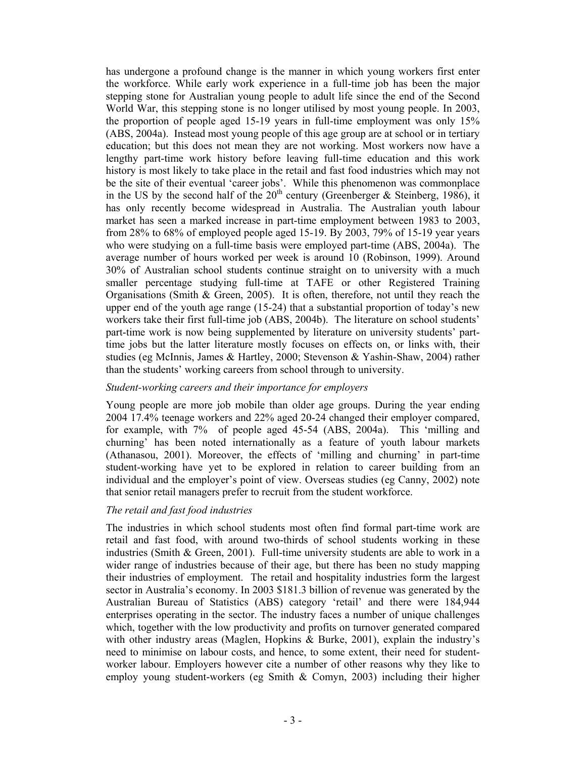has undergone a profound change is the manner in which young workers first enter the workforce. While early work experience in a full-time job has been the major stepping stone for Australian young people to adult life since the end of the Second World War, this stepping stone is no longer utilised by most young people. In 2003, the proportion of people aged 15-19 years in full-time employment was only 15% (ABS, 2004a). Instead most young people of this age group are at school or in tertiary education; but this does not mean they are not working. Most workers now have a lengthy part-time work history before leaving full-time education and this work history is most likely to take place in the retail and fast food industries which may not be the site of their eventual 'career jobs'. While this phenomenon was commonplace in the US by the second half of the 20th century (Greenberger & Steinberg, 1986), it has only recently become widespread in Australia. The Australian youth labour market has seen a marked increase in part-time employment between 1983 to 2003, from 28% to 68% of employed people aged 15-19. By 2003, 79% of 15-19 year years who were studying on a full-time basis were employed part-time (ABS, 2004a). The average number of hours worked per week is around 10 (Robinson, 1999). Around 30% of Australian school students continue straight on to university with a much smaller percentage studying full-time at TAFE or other Registered Training Organisations (Smith & Green, 2005). It is often, therefore, not until they reach the upper end of the youth age range (15-24) that a substantial proportion of today's new workers take their first full-time job (ABS, 2004b). The literature on school students' part-time work is now being supplemented by literature on university students' part-time jobs but the latter literature mostly focuses on effects on, or links with, their studies (eg McInnis, James & Hartley, 2000; Stevenson & Yashin-Shaw, 2004) rather than the students' working careers from school through to university.

*Student-working careers and their importance for employers*

Young people are more job mobile than older age groups. During the year ending 2004 17.4% teenage workers and 22% aged 20-24 changed their employer compared, for example, with 7% of people aged 45-54 (ABS, 2004a). This 'milling and churning' has been noted internationally as a feature of youth labour markets (Athanasou, 2001). Moreover, the effects of 'milling and churning' in part-time student-working have yet to be explored in relation to career building from an individual and the employer's point of view. Overseas studies (eg Canny, 2002) note that senior retail managers prefer to recruit from the student workforce.

*The retail and fast food industries*

The industries in which school students most often find formal part-time work are retail and fast food, with around two-thirds of school students working in these industries (Smith & Green, 2001). Full-time university students are able to work in a wider range of industries because of their age, but there has been no study mapping their industries of employment. The retail and hospitality industries form the largest sector in Australia's economy. In 2003 $181.3 billion of revenue was generated by the Australian Bureau of Statistics (ABS) category 'retail' and there were 184,944 enterprises operating in the sector. The industry faces a number of unique challenges which, together with the low productivity and profits on turnover generated compared with other industry areas (Maglen, Hopkins & Burke, 2001), explain the industry's need to minimise on labour costs, and hence, to some extent, their need for student-worker labour. Employers however cite a number of other reasons why they like to employ young student-workers (eg Smith & Comyn, 2003) including their higher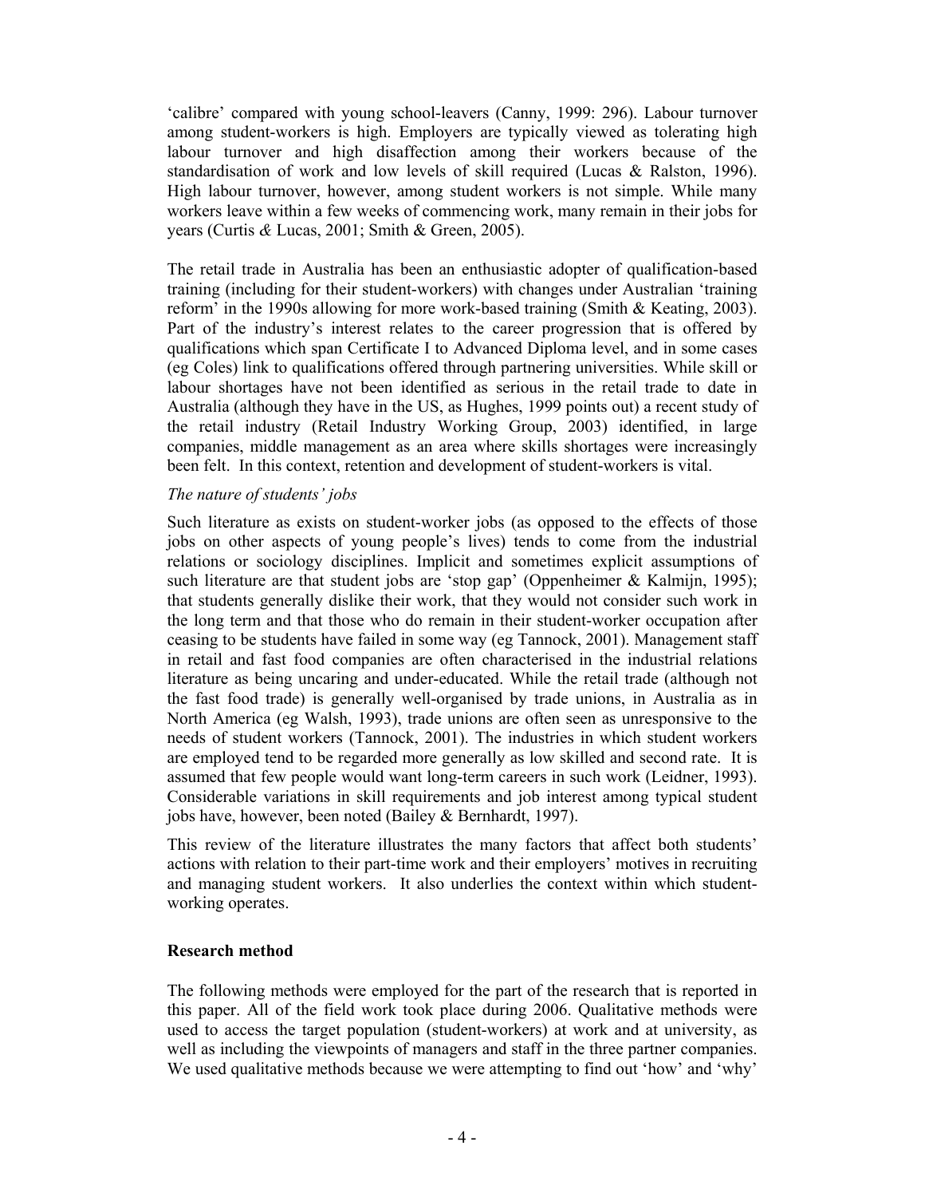'calibre' compared with young school-leavers (Canny, 1999: 296). Labour turnover among student-workers is high. Employers are typically viewed as tolerating high labour turnover and high disaffection among their workers because of the standardisation of work and low levels of skill required (Lucas & Ralston, 1996). High labour turnover, however, among student workers is not simple. While many workers leave within a few weeks of commencing work, many remain in their jobs for years (Curtis *&* Lucas, 2001; Smith & Green, 2005).

The retail trade in Australia has been an enthusiastic adopter of qualification-based training (including for their student-workers) with changes under Australian 'training reform' in the 1990s allowing for more work-based training (Smith & Keating, 2003). Part of the industry's interest relates to the career progression that is offered by qualifications which span Certificate I to Advanced Diploma level, and in some cases (eg Coles) link to qualifications offered through partnering universities. While skill or labour shortages have not been identified as serious in the retail trade to date in Australia (although they have in the US, as Hughes, 1999 points out) a recent study of the retail industry (Retail Industry Working Group, 2003) identified, in large companies, middle management as an area where skills shortages were increasingly been felt. In this context, retention and development of student-workers is vital.

*The nature of students' jobs*

Such literature as exists on student-worker jobs (as opposed to the effects of those jobs on other aspects of young people's lives) tends to come from the industrial relations or sociology disciplines. Implicit and sometimes explicit assumptions of such literature are that student jobs are 'stop gap' (Oppenheimer & Kalmijn, 1995); that students generally dislike their work, that they would not consider such work in the long term and that those who do remain in their student-worker occupation after ceasing to be students have failed in some way (eg Tannock, 2001). Management staff in retail and fast food companies are often characterised in the industrial relations literature as being uncaring and under-educated. While the retail trade (although not the fast food trade) is generally well-organised by trade unions, in Australia as in North America (eg Walsh, 1993), trade unions are often seen as unresponsive to the needs of student workers (Tannock, 2001). The industries in which student workers are employed tend to be regarded more generally as low skilled and second rate. It is assumed that few people would want long-term careers in such work (Leidner, 1993). Considerable variations in skill requirements and job interest among typical student jobs have, however, been noted (Bailey & Bernhardt, 1997).

This review of the literature illustrates the many factors that affect both students' actions with relation to their part-time work and their employers' motives in recruiting and managing student workers. It also underlies the context within which student-working operates.

## Research method

The following methods were employed for the part of the research that is reported in this paper. All of the field work took place during 2006. Qualitative methods were used to access the target population (student-workers) at work and at university, as well as including the viewpoints of managers and staff in the three partner companies. We used qualitative methods because we were attempting to find out 'how' and 'why'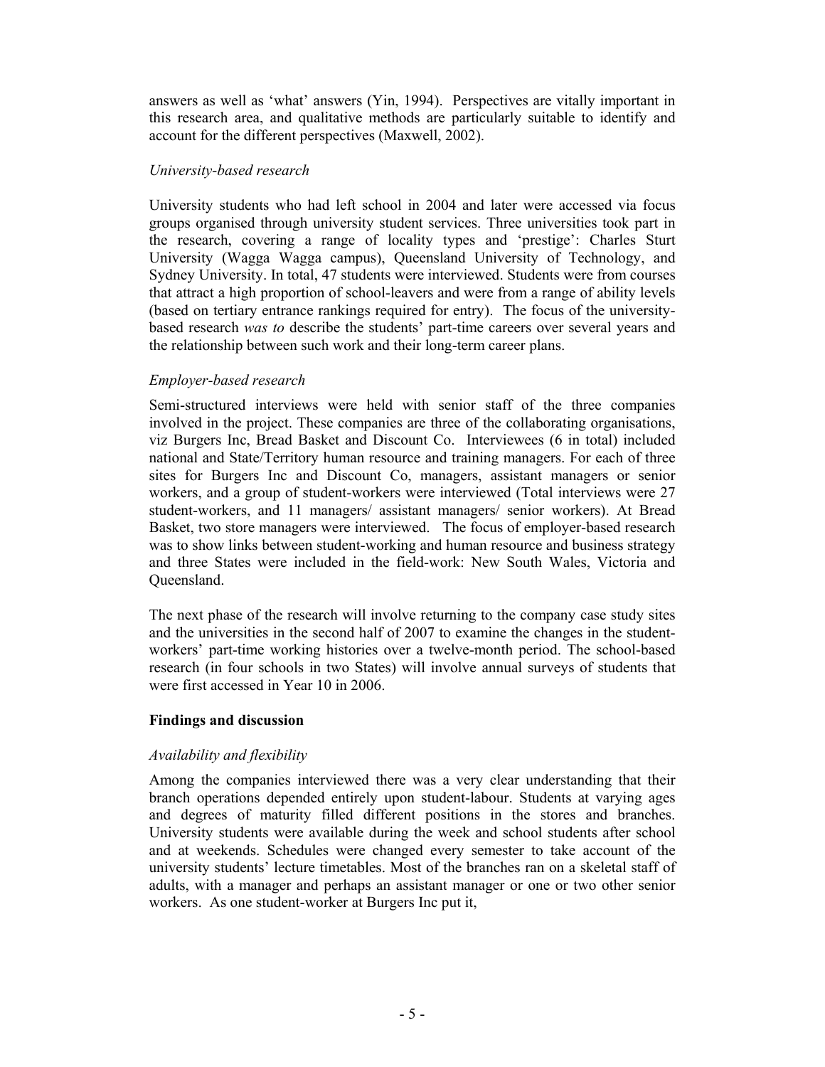answers as well as 'what' answers (Yin, 1994). Perspectives are vitally important in this research area, and qualitative methods are particularly suitable to identify and account for the different perspectives (Maxwell, 2002).

*University-based research*

University students who had left school in 2004 and later were accessed via focus groups organised through university student services. Three universities took part in the research, covering a range of locality types and 'prestige': Charles Sturt University (Wagga Wagga campus), Queensland University of Technology, and Sydney University. In total, 47 students were interviewed. Students were from courses that attract a high proportion of school-leavers and were from a range of ability levels (based on tertiary entrance rankings required for entry). The focus of the university-based research *was to* describe the students' part-time careers over several years and the relationship between such work and their long-term career plans.

*Employer-based research*

Semi-structured interviews were held with senior staff of the three companies involved in the project. These companies are three of the collaborating organisations, viz Burgers Inc, Bread Basket and Discount Co. Interviewees (6 in total) included national and State/Territory human resource and training managers. For each of three sites for Burgers Inc and Discount Co, managers, assistant managers or senior workers, and a group of student-workers were interviewed (Total interviews were 27 student-workers, and 11 managers/ assistant managers/ senior workers). At Bread Basket, two store managers were interviewed. The focus of employer-based research was to show links between student-working and human resource and business strategy and three States were included in the field-work: New South Wales, Victoria and Queensland.

The next phase of the research will involve returning to the company case study sites and the universities in the second half of 2007 to examine the changes in the student-workers' part-time working histories over a twelve-month period. The school-based research (in four schools in two States) will involve annual surveys of students that were first accessed in Year 10 in 2006.

**Findings and discussion**

*Availability and flexibility*

Among the companies interviewed there was a very clear understanding that their branch operations depended entirely upon student-labour. Students at varying ages and degrees of maturity filled different positions in the stores and branches. University students were available during the week and school students after school and at weekends. Schedules were changed every semester to take account of the university students' lecture timetables. Most of the branches ran on a skeletal staff of adults, with a manager and perhaps an assistant manager or one or two other senior workers. As one student-worker at Burgers Inc put it,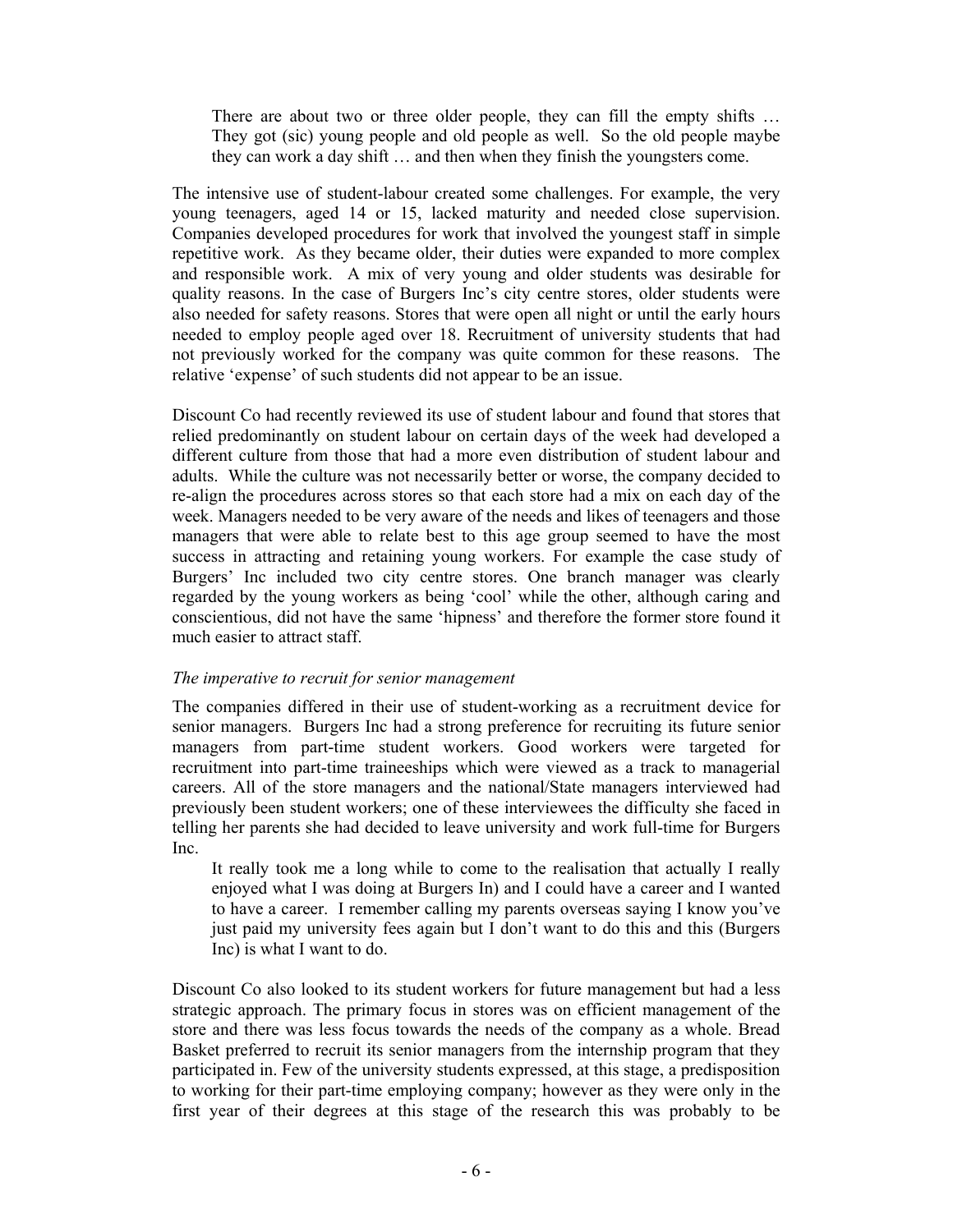> There are about two or three older people, they can fill the empty shifts … They got (sic) young people and old people as well. So the old people maybe they can work a day shift … and then when they finish the youngsters come.

The intensive use of student-labour created some challenges. For example, the very young teenagers, aged 14 or 15, lacked maturity and needed close supervision. Companies developed procedures for work that involved the youngest staff in simple repetitive work. As they became older, their duties were expanded to more complex and responsible work. A mix of very young and older students was desirable for quality reasons. In the case of Burgers Inc's city centre stores, older students were also needed for safety reasons. Stores that were open all night or until the early hours needed to employ people aged over 18. Recruitment of university students that had not previously worked for the company was quite common for these reasons. The relative 'expense' of such students did not appear to be an issue.

Discount Co had recently reviewed its use of student labour and found that stores that relied predominantly on student labour on certain days of the week had developed a different culture from those that had a more even distribution of student labour and adults. While the culture was not necessarily better or worse, the company decided to re-align the procedures across stores so that each store had a mix on each day of the week. Managers needed to be very aware of the needs and likes of teenagers and those managers that were able to relate best to this age group seemed to have the most success in attracting and retaining young workers. For example the case study of Burgers' Inc included two city centre stores. One branch manager was clearly regarded by the young workers as being 'cool' while the other, although caring and conscientious, did not have the same 'hipness' and therefore the former store found it much easier to attract staff.

*The imperative to recruit for senior management*

The companies differed in their use of student-working as a recruitment device for senior managers. Burgers Inc had a strong preference for recruiting its future senior managers from part-time student workers. Good workers were targeted for recruitment into part-time traineeships which were viewed as a track to managerial careers. All of the store managers and the national/State managers interviewed had previously been student workers; one of these interviewees the difficulty she faced in telling her parents she had decided to leave university and work full-time for Burgers Inc.

> It really took me a long while to come to the realisation that actually I really enjoyed what I was doing at Burgers In) and I could have a career and I wanted to have a career. I remember calling my parents overseas saying I know you've just paid my university fees again but I don't want to do this and this (Burgers Inc) is what I want to do.

Discount Co also looked to its student workers for future management but had a less strategic approach. The primary focus in stores was on efficient management of the store and there was less focus towards the needs of the company as a whole. Bread Basket preferred to recruit its senior managers from the internship program that they participated in. Few of the university students expressed, at this stage, a predisposition to working for their part-time employing company; however as they were only in the first year of their degrees at this stage of the research this was probably to be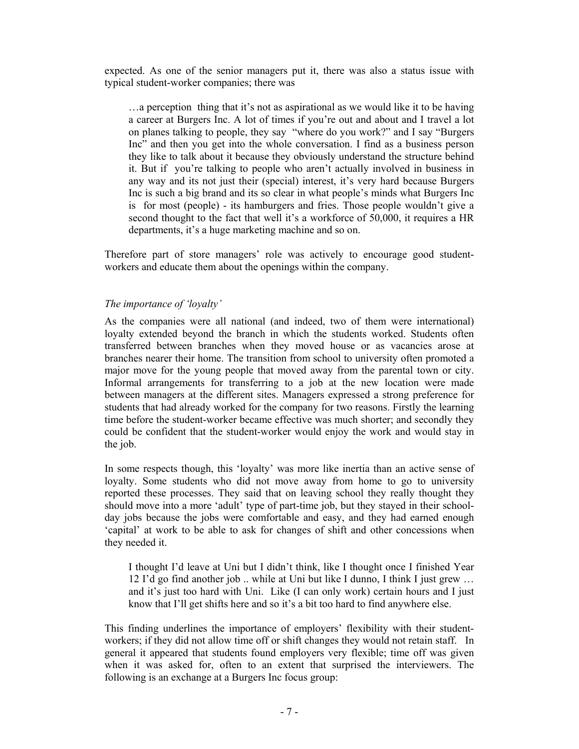expected. As one of the senior managers put it, there was also a status issue with typical student-worker companies; there was

> …a perception thing that it's not as aspirational as we would like it to be having a career at Burgers Inc. A lot of times if you're out and about and I travel a lot on planes talking to people, they say "where do you work?" and I say "Burgers Inc" and then you get into the whole conversation. I find as a business person they like to talk about it because they obviously understand the structure behind it. But if you're talking to people who aren't actually involved in business in any way and its not just their (special) interest, it's very hard because Burgers Inc is such a big brand and its so clear in what people's minds what Burgers Inc is for most (people) - its hamburgers and fries. Those people wouldn't give a second thought to the fact that well it's a workforce of 50,000, it requires a HR departments, it's a huge marketing machine and so on.

Therefore part of store managers' role was actively to encourage good student-workers and educate them about the openings within the company.

*The importance of 'loyalty'*

As the companies were all national (and indeed, two of them were international) loyalty extended beyond the branch in which the students worked. Students often transferred between branches when they moved house or as vacancies arose at branches nearer their home. The transition from school to university often promoted a major move for the young people that moved away from the parental town or city. Informal arrangements for transferring to a job at the new location were made between managers at the different sites. Managers expressed a strong preference for students that had already worked for the company for two reasons. Firstly the learning time before the student-worker became effective was much shorter; and secondly they could be confident that the student-worker would enjoy the work and would stay in the job.

In some respects though, this 'loyalty' was more like inertia than an active sense of loyalty. Some students who did not move away from home to go to university reported these processes. They said that on leaving school they really thought they should move into a more 'adult' type of part-time job, but they stayed in their school-day jobs because the jobs were comfortable and easy, and they had earned enough 'capital' at work to be able to ask for changes of shift and other concessions when they needed it.

> I thought I'd leave at Uni but I didn't think, like I thought once I finished Year 12 I'd go find another job .. while at Uni but like I dunno, I think I just grew … and it's just too hard with Uni. Like (I can only work) certain hours and I just know that I'll get shifts here and so it's a bit too hard to find anywhere else.

This finding underlines the importance of employers' flexibility with their student-workers; if they did not allow time off or shift changes they would not retain staff. In general it appeared that students found employers very flexible; time off was given when it was asked for, often to an extent that surprised the interviewers. The following is an exchange at a Burgers Inc focus group: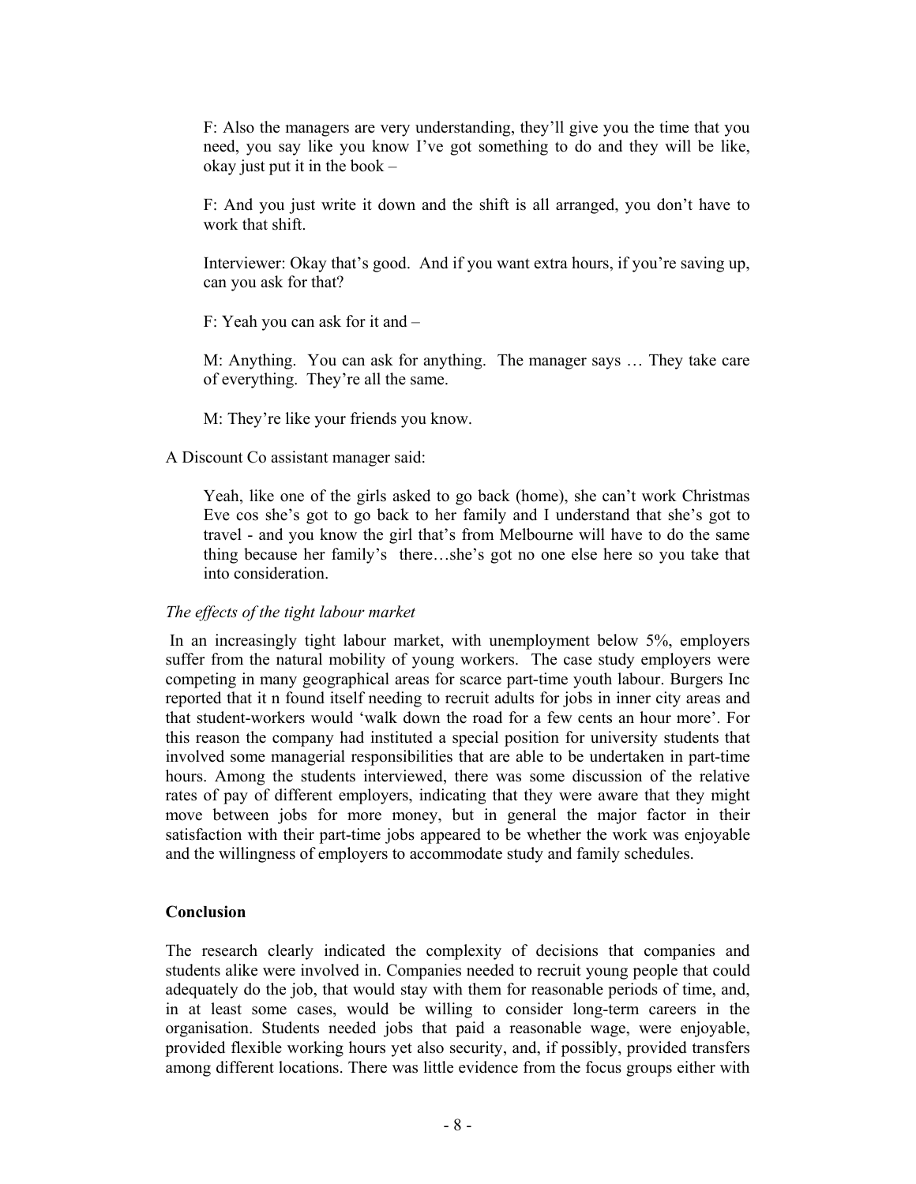> F: Also the managers are very understanding, they'll give you the time that you need, you say like you know I've got something to do and they will be like, okay just put it in the book –
>
> F: And you just write it down and the shift is all arranged, you don't have to work that shift.
>
> Interviewer: Okay that's good. And if you want extra hours, if you're saving up, can you ask for that?
>
> F: Yeah you can ask for it and –
>
> M: Anything. You can ask for anything. The manager says … They take care of everything. They're all the same.
>
> M: They're like your friends you know.

A Discount Co assistant manager said:

> Yeah, like one of the girls asked to go back (home), she can't work Christmas Eve cos she's got to go back to her family and I understand that she's got to travel - and you know the girl that's from Melbourne will have to do the same thing because her family's there…she's got no one else here so you take that into consideration.

*The effects of the tight labour market*

In an increasingly tight labour market, with unemployment below 5%, employers suffer from the natural mobility of young workers. The case study employers were competing in many geographical areas for scarce part-time youth labour. Burgers Inc reported that it n found itself needing to recruit adults for jobs in inner city areas and that student-workers would 'walk down the road for a few cents an hour more'. For this reason the company had instituted a special position for university students that involved some managerial responsibilities that are able to be undertaken in part-time hours. Among the students interviewed, there was some discussion of the relative rates of pay of different employers, indicating that they were aware that they might move between jobs for more money, but in general the major factor in their satisfaction with their part-time jobs appeared to be whether the work was enjoyable and the willingness of employers to accommodate study and family schedules.

## Conclusion

The research clearly indicated the complexity of decisions that companies and students alike were involved in. Companies needed to recruit young people that could adequately do the job, that would stay with them for reasonable periods of time, and, in at least some cases, would be willing to consider long-term careers in the organisation. Students needed jobs that paid a reasonable wage, were enjoyable, provided flexible working hours yet also security, and, if possibly, provided transfers among different locations. There was little evidence from the focus groups either with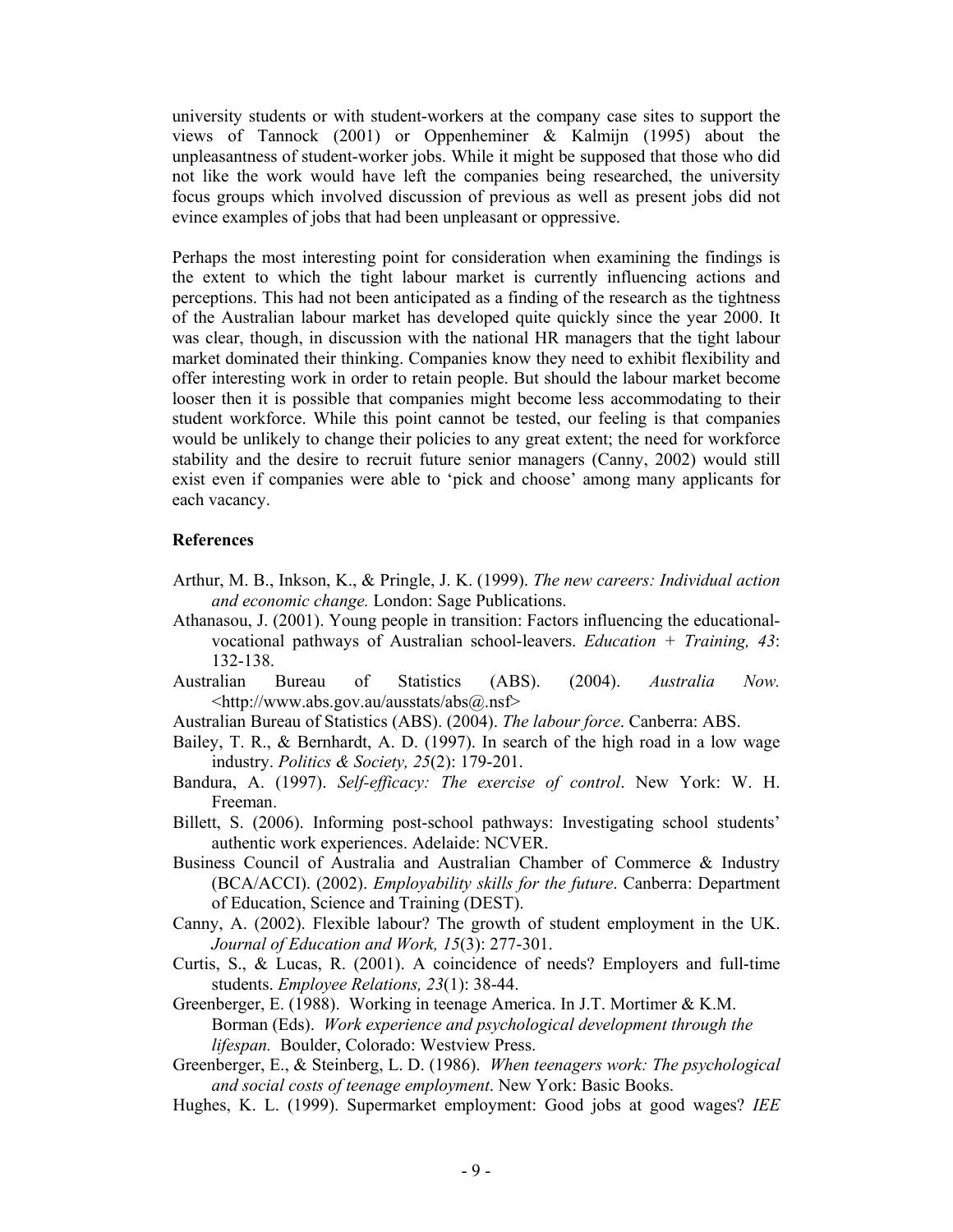university students or with student-workers at the company case sites to support the views of Tannock (2001) or Oppenheminer & Kalmijn (1995) about the unpleasantness of student-worker jobs. While it might be supposed that those who did not like the work would have left the companies being researched, the university focus groups which involved discussion of previous as well as present jobs did not evince examples of jobs that had been unpleasant or oppressive.

Perhaps the most interesting point for consideration when examining the findings is the extent to which the tight labour market is currently influencing actions and perceptions. This had not been anticipated as a finding of the research as the tightness of the Australian labour market has developed quite quickly since the year 2000. It was clear, though, in discussion with the national HR managers that the tight labour market dominated their thinking. Companies know they need to exhibit flexibility and offer interesting work in order to retain people. But should the labour market become looser then it is possible that companies might become less accommodating to their student workforce. While this point cannot be tested, our feeling is that companies would be unlikely to change their policies to any great extent; the need for workforce stability and the desire to recruit future senior managers (Canny, 2002) would still exist even if companies were able to 'pick and choose' among many applicants for each vacancy.

## References

Arthur, M. B., Inkson, K., & Pringle, J. K. (1999). *The new careers: Individual action and economic change.* London: Sage Publications.

Athanasou, J. (2001). Young people in transition: Factors influencing the educational-vocational pathways of Australian school-leavers. *Education + Training, 43*: 132-138.

Australian Bureau of Statistics (ABS). (2004). *Australia Now.* <http://www.abs.gov.au/ausstats/abs@.nsf>

Australian Bureau of Statistics (ABS). (2004). *The labour force*. Canberra: ABS.

Bailey, T. R., & Bernhardt, A. D. (1997). In search of the high road in a low wage industry. *Politics & Society, 25*(2): 179-201.

Bandura, A. (1997). *Self-efficacy: The exercise of control*. New York: W. H. Freeman.

Billett, S. (2006). Informing post-school pathways: Investigating school students' authentic work experiences. Adelaide: NCVER.

Business Council of Australia and Australian Chamber of Commerce & Industry (BCA/ACCI). (2002). *Employability skills for the future*. Canberra: Department of Education, Science and Training (DEST).

Canny, A. (2002). Flexible labour? The growth of student employment in the UK. *Journal of Education and Work, 15*(3): 277-301.

Curtis, S., & Lucas, R. (2001). A coincidence of needs? Employers and full-time students. *Employee Relations, 23*(1): 38-44.

Greenberger, E. (1988). Working in teenage America. In J.T. Mortimer & K.M. Borman (Eds). *Work experience and psychological development through the lifespan.* Boulder, Colorado: Westview Press.

Greenberger, E., & Steinberg, L. D. (1986). *When teenagers work: The psychological and social costs of teenage employment*. New York: Basic Books.

Hughes, K. L. (1999). Supermarket employment: Good jobs at good wages? *IEE*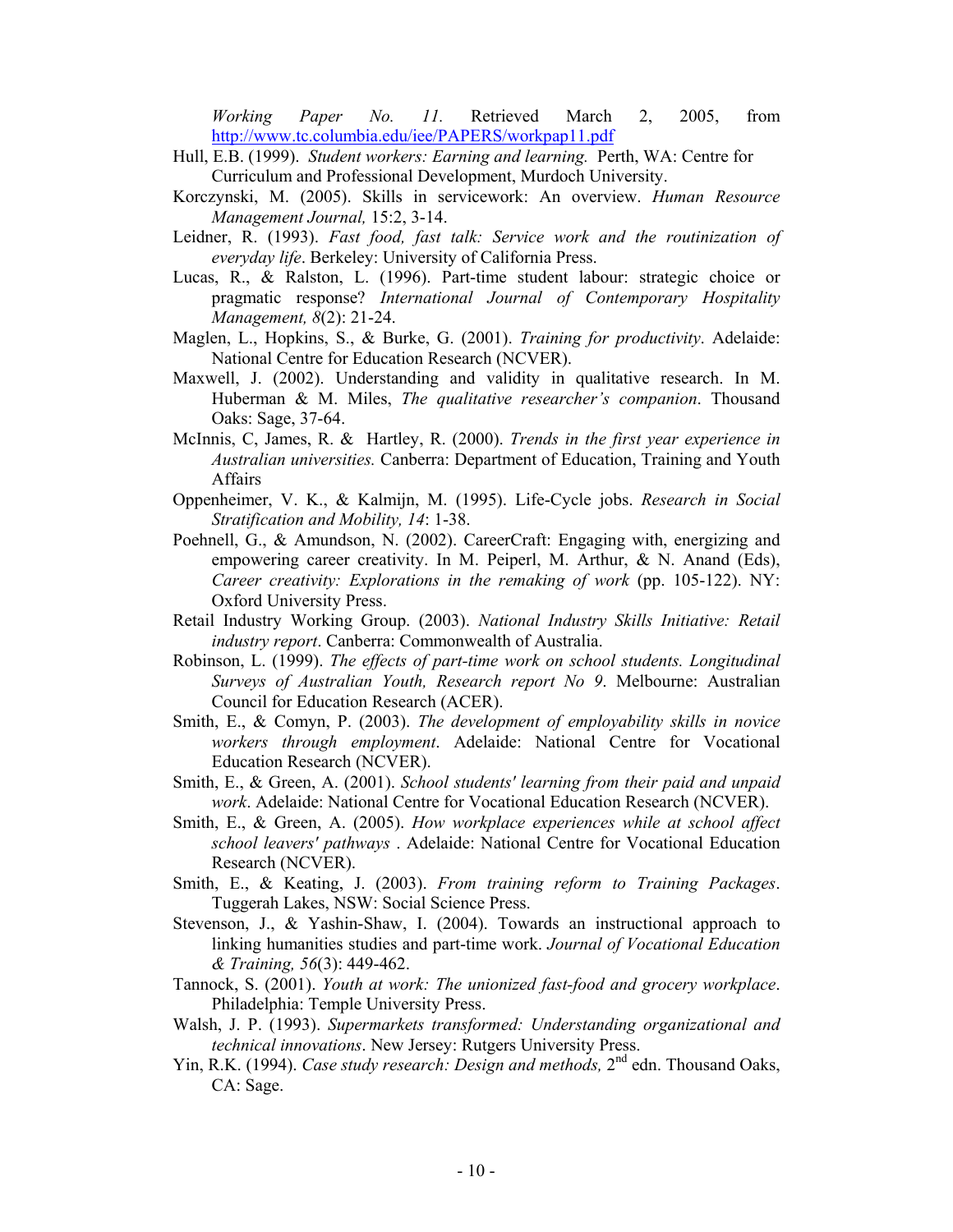*Working Paper No. 11.* Retrieved March 2, 2005, from http://www.tc.columbia.edu/iee/PAPERS/workpap11.pdf

Hull, E.B. (1999). *Student workers: Earning and learning.* Perth, WA: Centre for Curriculum and Professional Development, Murdoch University.

Korczynski, M. (2005). Skills in servicework: An overview. *Human Resource Management Journal,* 15:2, 3-14.

Leidner, R. (1993). *Fast food, fast talk: Service work and the routinization of everyday life*. Berkeley: University of California Press.

Lucas, R., & Ralston, L. (1996). Part-time student labour: strategic choice or pragmatic response? *International Journal of Contemporary Hospitality Management, 8*(2): 21-24.

Maglen, L., Hopkins, S., & Burke, G. (2001). *Training for productivity*. Adelaide: National Centre for Education Research (NCVER).

Maxwell, J. (2002). Understanding and validity in qualitative research. In M. Huberman & M. Miles, *The qualitative researcher's companion*. Thousand Oaks: Sage, 37-64.

McInnis, C, James, R. & Hartley, R. (2000). *Trends in the first year experience in Australian universities.* Canberra: Department of Education, Training and Youth Affairs

Oppenheimer, V. K., & Kalmijn, M. (1995). Life-Cycle jobs. *Research in Social Stratification and Mobility, 14*: 1-38.

Poehnell, G., & Amundson, N. (2002). CareerCraft: Engaging with, energizing and empowering career creativity. In M. Peiperl, M. Arthur, & N. Anand (Eds), *Career creativity: Explorations in the remaking of work* (pp. 105-122). NY: Oxford University Press.

Retail Industry Working Group. (2003). *National Industry Skills Initiative: Retail industry report*. Canberra: Commonwealth of Australia.

Robinson, L. (1999). *The effects of part-time work on school students. Longitudinal Surveys of Australian Youth, Research report No 9*. Melbourne: Australian Council for Education Research (ACER).

Smith, E., & Comyn, P. (2003). *The development of employability skills in novice workers through employment*. Adelaide: National Centre for Vocational Education Research (NCVER).

Smith, E., & Green, A. (2001). *School students' learning from their paid and unpaid work*. Adelaide: National Centre for Vocational Education Research (NCVER).

Smith, E., & Green, A. (2005). *How workplace experiences while at school affect school leavers' pathways* . Adelaide: National Centre for Vocational Education Research (NCVER).

Smith, E., & Keating, J. (2003). *From training reform to Training Packages*. Tuggerah Lakes, NSW: Social Science Press.

Stevenson, J., & Yashin-Shaw, I. (2004). Towards an instructional approach to linking humanities studies and part-time work. *Journal of Vocational Education & Training, 56*(3): 449-462.

Tannock, S. (2001). *Youth at work: The unionized fast-food and grocery workplace*. Philadelphia: Temple University Press.

Walsh, J. P. (1993). *Supermarkets transformed: Understanding organizational and technical innovations*. New Jersey: Rutgers University Press.

Yin, R.K. (1994). *Case study research: Design and methods,* 2nd edn. Thousand Oaks, CA: Sage.